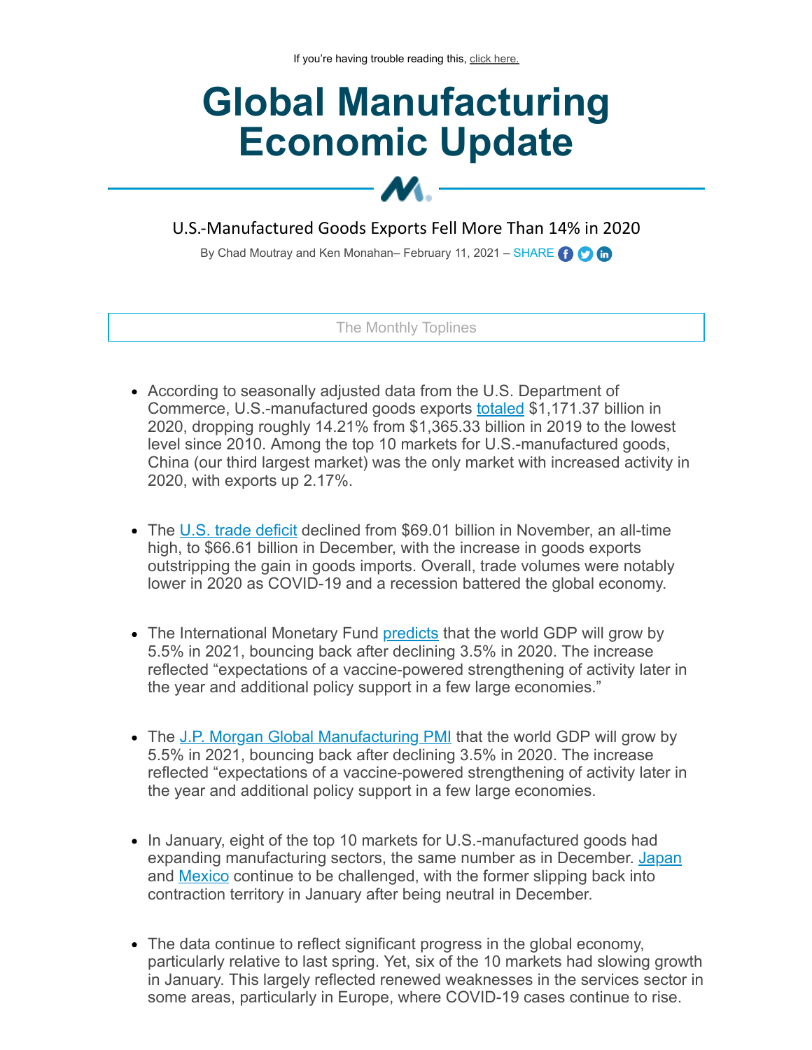If you're having trouble reading this, click here.

# Global Manufacturing Economic Update

## U.S.-Manufactured Goods Exports Fell More Than 14% in 2020

By Chad Moutray and Ken Monahan– February 11, 2021 – SHARE

### The Monthly Toplines

- According to seasonally adjusted data from the U.S. Department of Commerce, U.S.-manufactured goods exports totaled $1,171.37 billion in 2020, dropping roughly 14.21% from $1,365.33 billion in 2019 to the lowest level since 2010. Among the top 10 markets for U.S.-manufactured goods, China (our third largest market) was the only market with increased activity in 2020, with exports up 2.17%.

- The U.S. trade deficit declined from $69.01 billion in November, an all-time high, to $66.61 billion in December, with the increase in goods exports outstripping the gain in goods imports. Overall, trade volumes were notably lower in 2020 as COVID-19 and a recession battered the global economy.

- The International Monetary Fund predicts that the world GDP will grow by 5.5% in 2021, bouncing back after declining 3.5% in 2020. The increase reflected "expectations of a vaccine-powered strengthening of activity later in the year and additional policy support in a few large economies."

- The J.P. Morgan Global Manufacturing PMI that the world GDP will grow by 5.5% in 2021, bouncing back after declining 3.5% in 2020. The increase reflected "expectations of a vaccine-powered strengthening of activity later in the year and additional policy support in a few large economies.

- In January, eight of the top 10 markets for U.S.-manufactured goods had expanding manufacturing sectors, the same number as in December. Japan and Mexico continue to be challenged, with the former slipping back into contraction territory in January after being neutral in December.

- The data continue to reflect significant progress in the global economy, particularly relative to last spring. Yet, six of the 10 markets had slowing growth in January. This largely reflected renewed weaknesses in the services sector in some areas, particularly in Europe, where COVID-19 cases continue to rise.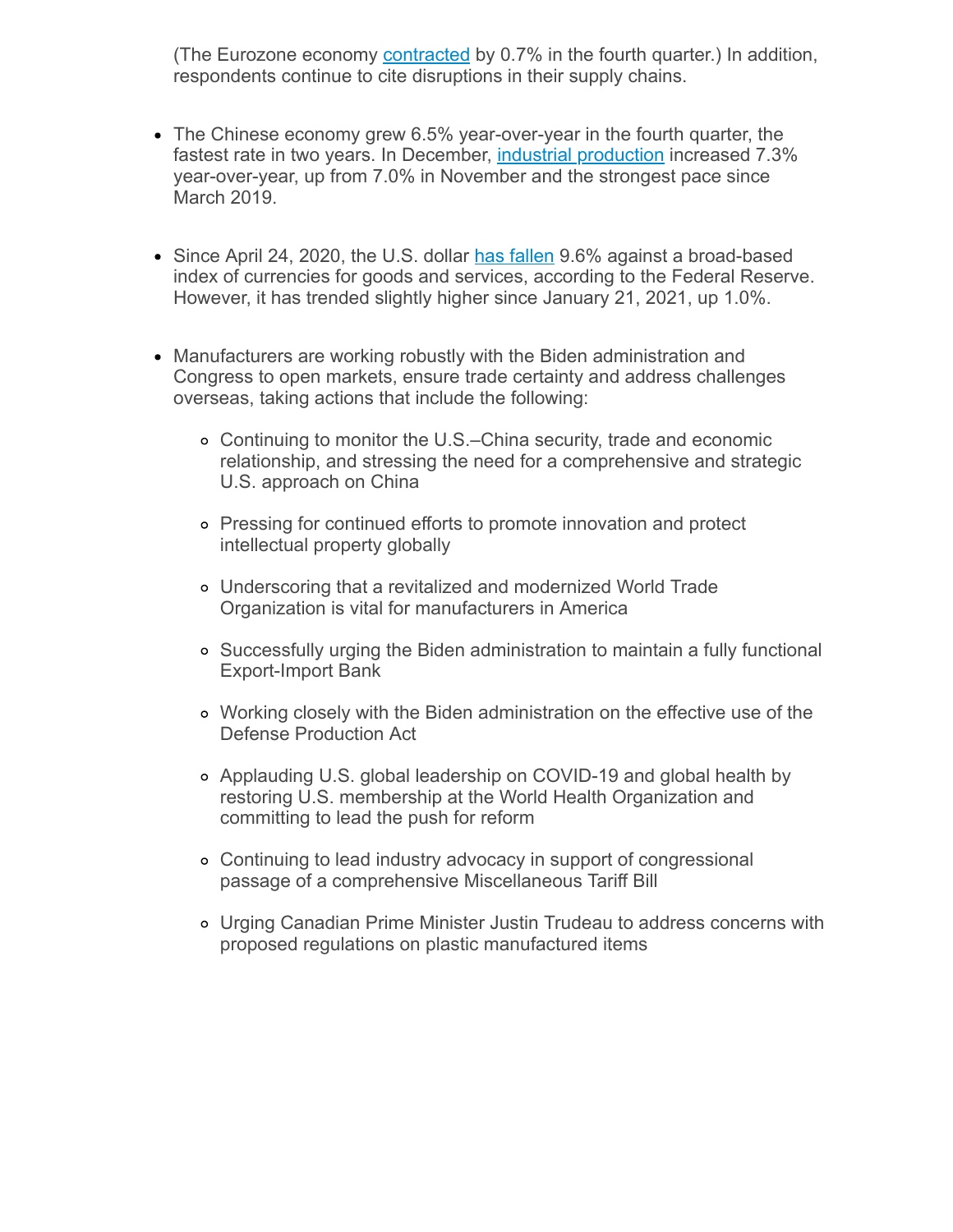(The Eurozone economy contracted by 0.7% in the fourth quarter.) In addition, respondents continue to cite disruptions in their supply chains.

- The Chinese economy grew 6.5% year-over-year in the fourth quarter, the fastest rate in two years. In December, industrial production increased 7.3% year-over-year, up from 7.0% in November and the strongest pace since March 2019.

- Since April 24, 2020, the U.S. dollar has fallen 9.6% against a broad-based index of currencies for goods and services, according to the Federal Reserve. However, it has trended slightly higher since January 21, 2021, up 1.0%.

- Manufacturers are working robustly with the Biden administration and Congress to open markets, ensure trade certainty and address challenges overseas, taking actions that include the following:
    - Continuing to monitor the U.S.–China security, trade and economic relationship, and stressing the need for a comprehensive and strategic U.S. approach on China
    - Pressing for continued efforts to promote innovation and protect intellectual property globally
    - Underscoring that a revitalized and modernized World Trade Organization is vital for manufacturers in America
    - Successfully urging the Biden administration to maintain a fully functional Export-Import Bank
    - Working closely with the Biden administration on the effective use of the Defense Production Act
    - Applauding U.S. global leadership on COVID-19 and global health by restoring U.S. membership at the World Health Organization and committing to lead the push for reform
    - Continuing to lead industry advocacy in support of congressional passage of a comprehensive Miscellaneous Tariff Bill
    - Urging Canadian Prime Minister Justin Trudeau to address concerns with proposed regulations on plastic manufactured items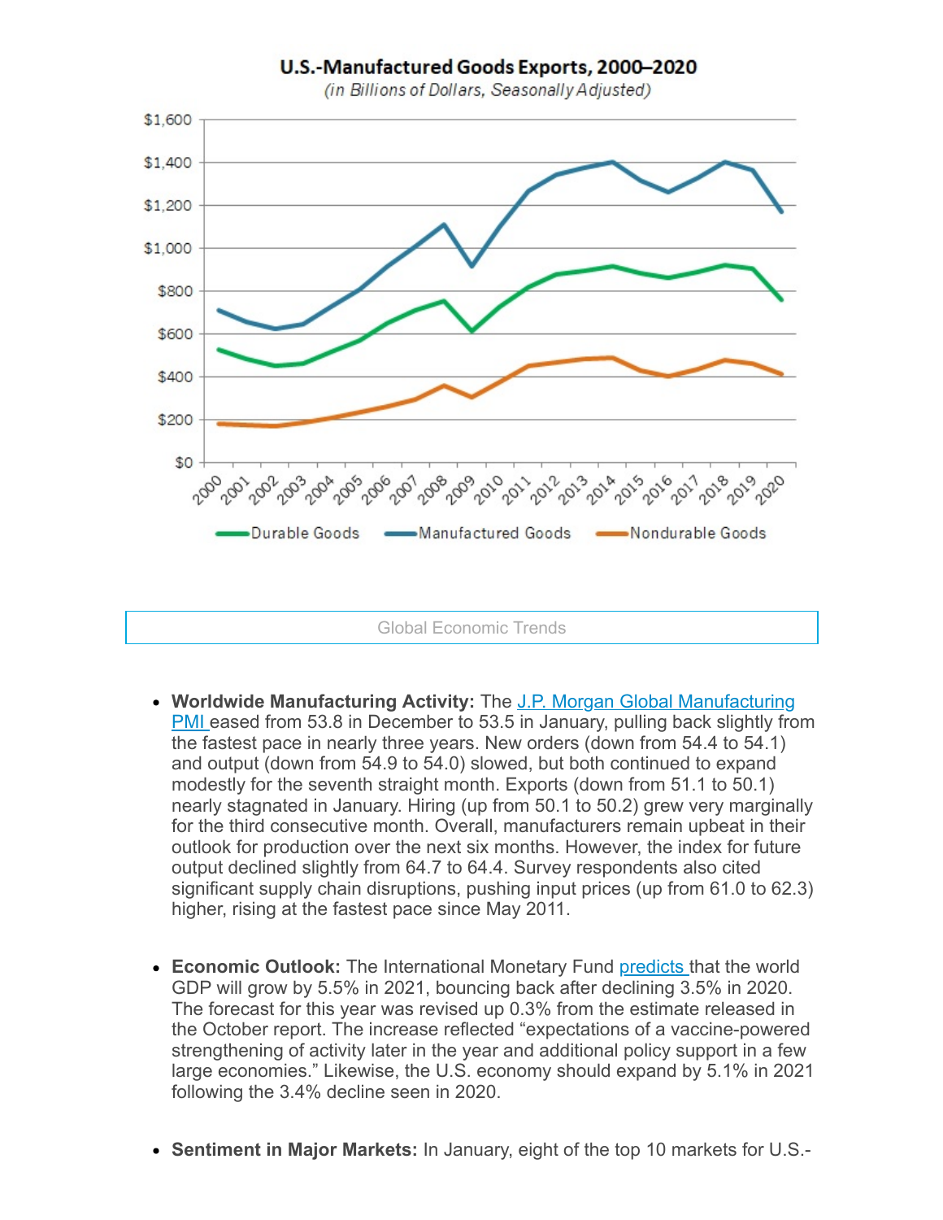**U.S.-Manufactured Goods Exports, 2000–2020**

*(in Billions of Dollars, Seasonally Adjusted)*

$1,600
$1,400
$1,200
$1,000
$800
$600
$400
$200
$0

2000 2001 2002 2003 2004 2005 2006 2007 2008 2009 2010 2011 2012 2013 2014 2015 2016 2017 2018 2019 2020

Durable Goods — Manufactured Goods — Nondurable Goods

Global Economic Trends

- **Worldwide Manufacturing Activity:** The J.P. Morgan Global Manufacturing PMI eased from 53.8 in December to 53.5 in January, pulling back slightly from the fastest pace in nearly three years. New orders (down from 54.4 to 54.1) and output (down from 54.9 to 54.0) slowed, but both continued to expand modestly for the seventh straight month. Exports (down from 51.1 to 50.1) nearly stagnated in January. Hiring (up from 50.1 to 50.2) grew very marginally for the third consecutive month. Overall, manufacturers remain upbeat in their outlook for production over the next six months. However, the index for future output declined slightly from 64.7 to 64.4. Survey respondents also cited significant supply chain disruptions, pushing input prices (up from 61.0 to 62.3) higher, rising at the fastest pace since May 2011.

- **Economic Outlook:** The International Monetary Fund predicts that the world GDP will grow by 5.5% in 2021, bouncing back after declining 3.5% in 2020. The forecast for this year was revised up 0.3% from the estimate released in the October report. The increase reflected "expectations of a vaccine-powered strengthening of activity later in the year and additional policy support in a few large economies." Likewise, the U.S. economy should expand by 5.1% in 2021 following the 3.4% decline seen in 2020.

- **Sentiment in Major Markets:** In January, eight of the top 10 markets for U.S.-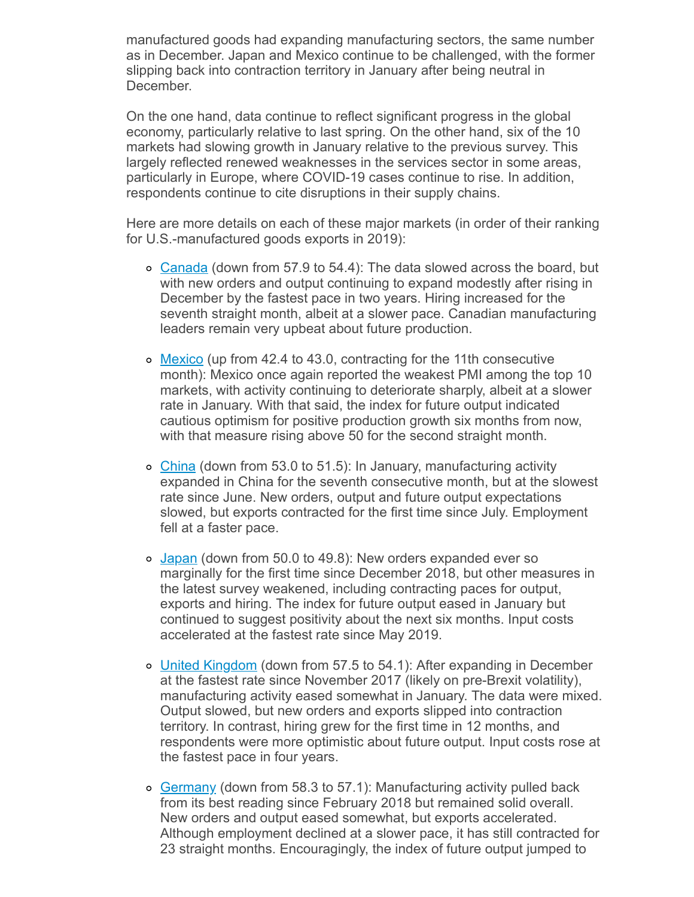manufactured goods had expanding manufacturing sectors, the same number as in December. Japan and Mexico continue to be challenged, with the former slipping back into contraction territory in January after being neutral in December.

On the one hand, data continue to reflect significant progress in the global economy, particularly relative to last spring. On the other hand, six of the 10 markets had slowing growth in January relative to the previous survey. This largely reflected renewed weaknesses in the services sector in some areas, particularly in Europe, where COVID-19 cases continue to rise. In addition, respondents continue to cite disruptions in their supply chains.

Here are more details on each of these major markets (in order of their ranking for U.S.-manufactured goods exports in 2019):

- Canada (down from 57.9 to 54.4): The data slowed across the board, but with new orders and output continuing to expand modestly after rising in December by the fastest pace in two years. Hiring increased for the seventh straight month, albeit at a slower pace. Canadian manufacturing leaders remain very upbeat about future production.

- Mexico (up from 42.4 to 43.0, contracting for the 11th consecutive month): Mexico once again reported the weakest PMI among the top 10 markets, with activity continuing to deteriorate sharply, albeit at a slower rate in January. With that said, the index for future output indicated cautious optimism for positive production growth six months from now, with that measure rising above 50 for the second straight month.

- China (down from 53.0 to 51.5): In January, manufacturing activity expanded in China for the seventh consecutive month, but at the slowest rate since June. New orders, output and future output expectations slowed, but exports contracted for the first time since July. Employment fell at a faster pace.

- Japan (down from 50.0 to 49.8): New orders expanded ever so marginally for the first time since December 2018, but other measures in the latest survey weakened, including contracting paces for output, exports and hiring. The index for future output eased in January but continued to suggest positivity about the next six months. Input costs accelerated at the fastest rate since May 2019.

- United Kingdom (down from 57.5 to 54.1): After expanding in December at the fastest rate since November 2017 (likely on pre-Brexit volatility), manufacturing activity eased somewhat in January. The data were mixed. Output slowed, but new orders and exports slipped into contraction territory. In contrast, hiring grew for the first time in 12 months, and respondents were more optimistic about future output. Input costs rose at the fastest pace in four years.

- Germany (down from 58.3 to 57.1): Manufacturing activity pulled back from its best reading since February 2018 but remained solid overall. New orders and output eased somewhat, but exports accelerated. Although employment declined at a slower pace, it has still contracted for 23 straight months. Encouragingly, the index of future output jumped to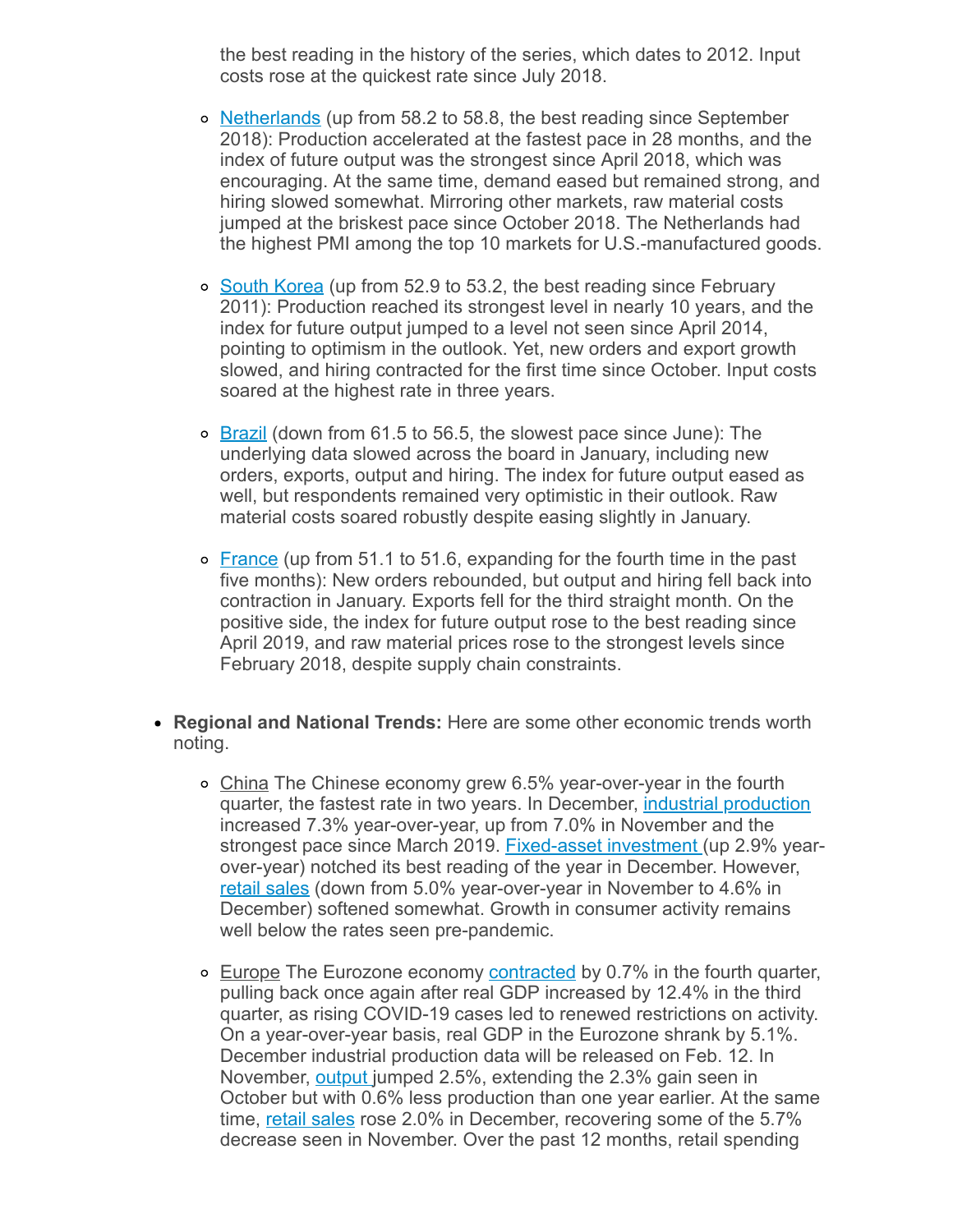the best reading in the history of the series, which dates to 2012. Input costs rose at the quickest rate since July 2018.

  - Netherlands (up from 58.2 to 58.8, the best reading since September 2018): Production accelerated at the fastest pace in 28 months, and the index of future output was the strongest since April 2018, which was encouraging. At the same time, demand eased but remained strong, and hiring slowed somewhat. Mirroring other markets, raw material costs jumped at the briskest pace since October 2018. The Netherlands had the highest PMI among the top 10 markets for U.S.-manufactured goods.

  - South Korea (up from 52.9 to 53.2, the best reading since February 2011): Production reached its strongest level in nearly 10 years, and the index for future output jumped to a level not seen since April 2014, pointing to optimism in the outlook. Yet, new orders and export growth slowed, and hiring contracted for the first time since October. Input costs soared at the highest rate in three years.

  - Brazil (down from 61.5 to 56.5, the slowest pace since June): The underlying data slowed across the board in January, including new orders, exports, output and hiring. The index for future output eased as well, but respondents remained very optimistic in their outlook. Raw material costs soared robustly despite easing slightly in January.

  - France (up from 51.1 to 51.6, expanding for the fourth time in the past five months): New orders rebounded, but output and hiring fell back into contraction in January. Exports fell for the third straight month. On the positive side, the index for future output rose to the best reading since April 2019, and raw material prices rose to the strongest levels since February 2018, despite supply chain constraints.

- **Regional and National Trends:** Here are some other economic trends worth noting.

  - China The Chinese economy grew 6.5% year-over-year in the fourth quarter, the fastest rate in two years. In December, industrial production increased 7.3% year-over-year, up from 7.0% in November and the strongest pace since March 2019. Fixed-asset investment (up 2.9% year-over-year) notched its best reading of the year in December. However, retail sales (down from 5.0% year-over-year in November to 4.6% in December) softened somewhat. Growth in consumer activity remains well below the rates seen pre-pandemic.

  - Europe The Eurozone economy contracted by 0.7% in the fourth quarter, pulling back once again after real GDP increased by 12.4% in the third quarter, as rising COVID-19 cases led to renewed restrictions on activity. On a year-over-year basis, real GDP in the Eurozone shrank by 5.1%. December industrial production data will be released on Feb. 12. In November, output jumped 2.5%, extending the 2.3% gain seen in October but with 0.6% less production than one year earlier. At the same time, retail sales rose 2.0% in December, recovering some of the 5.7% decrease seen in November. Over the past 12 months, retail spending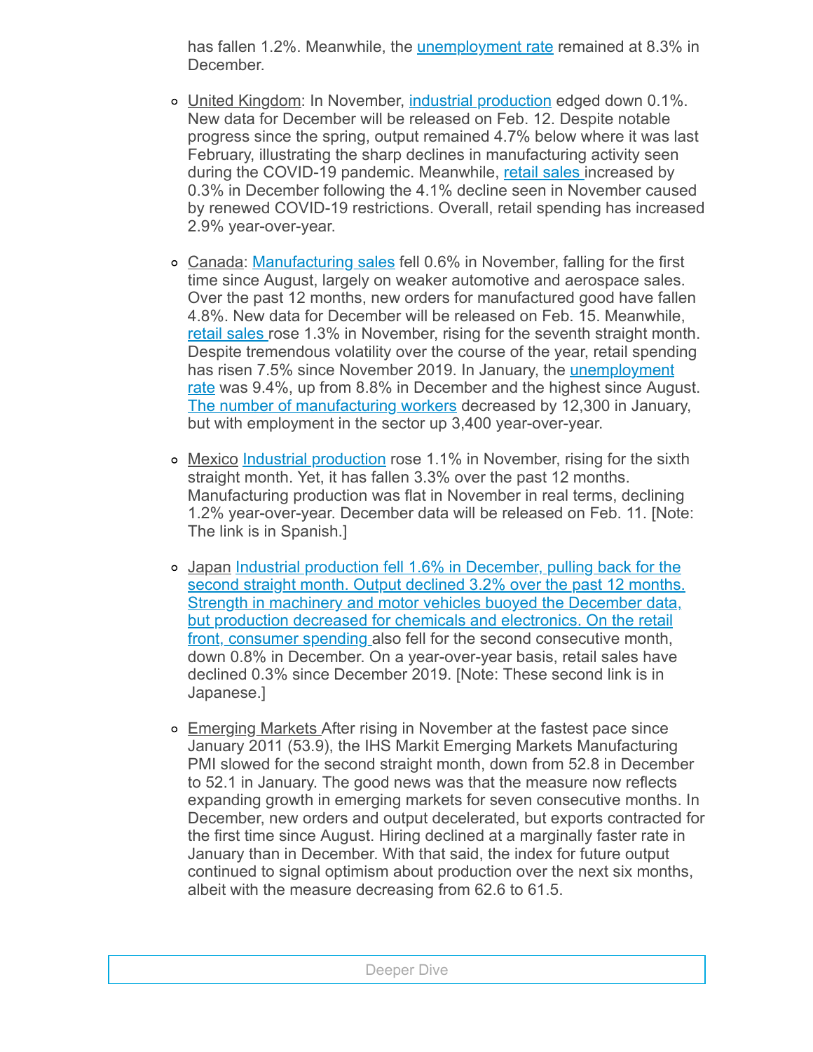has fallen 1.2%. Meanwhile, the unemployment rate remained at 8.3% in December.

- United Kingdom: In November, industrial production edged down 0.1%. New data for December will be released on Feb. 12. Despite notable progress since the spring, output remained 4.7% below where it was last February, illustrating the sharp declines in manufacturing activity seen during the COVID-19 pandemic. Meanwhile, retail sales increased by 0.3% in December following the 4.1% decline seen in November caused by renewed COVID-19 restrictions. Overall, retail spending has increased 2.9% year-over-year.

- Canada: Manufacturing sales fell 0.6% in November, falling for the first time since August, largely on weaker automotive and aerospace sales. Over the past 12 months, new orders for manufactured good have fallen 4.8%. New data for December will be released on Feb. 15. Meanwhile, retail sales rose 1.3% in November, rising for the seventh straight month. Despite tremendous volatility over the course of the year, retail spending has risen 7.5% since November 2019. In January, the unemployment rate was 9.4%, up from 8.8% in December and the highest since August. The number of manufacturing workers decreased by 12,300 in January, but with employment in the sector up 3,400 year-over-year.

- Mexico Industrial production rose 1.1% in November, rising for the sixth straight month. Yet, it has fallen 3.3% over the past 12 months. Manufacturing production was flat in November in real terms, declining 1.2% year-over-year. December data will be released on Feb. 11. [Note: The link is in Spanish.]

- Japan Industrial production fell 1.6% in December, pulling back for the second straight month. Output declined 3.2% over the past 12 months. Strength in machinery and motor vehicles buoyed the December data, but production decreased for chemicals and electronics. On the retail front, consumer spending also fell for the second consecutive month, down 0.8% in December. On a year-over-year basis, retail sales have declined 0.3% since December 2019. [Note: These second link is in Japanese.]

- Emerging Markets After rising in November at the fastest pace since January 2011 (53.9), the IHS Markit Emerging Markets Manufacturing PMI slowed for the second straight month, down from 52.8 in December to 52.1 in January. The good news was that the measure now reflects expanding growth in emerging markets for seven consecutive months. In December, new orders and output decelerated, but exports contracted for the first time since August. Hiring declined at a marginally faster rate in January than in December. With that said, the index for future output continued to signal optimism about production over the next six months, albeit with the measure decreasing from 62.6 to 61.5.

Deeper Dive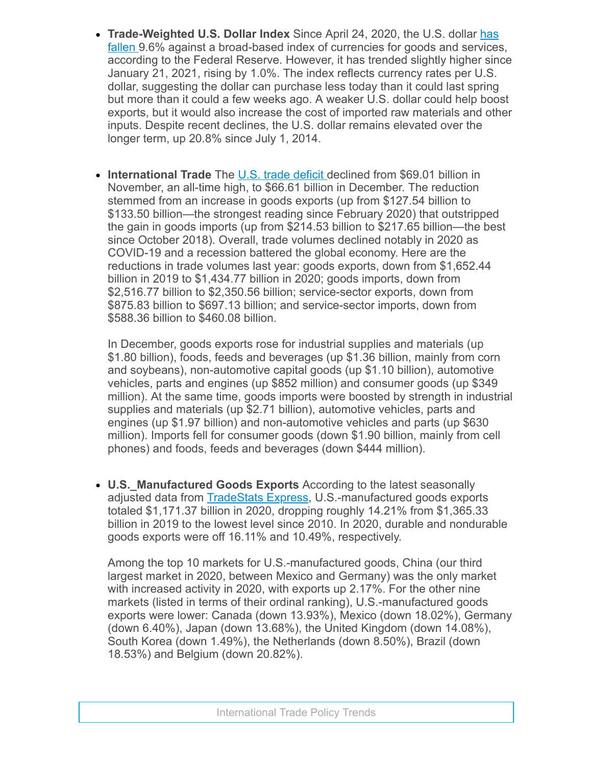- **Trade-Weighted U.S. Dollar Index** Since April 24, 2020, the U.S. dollar has fallen 9.6% against a broad-based index of currencies for goods and services, according to the Federal Reserve. However, it has trended slightly higher since January 21, 2021, rising by 1.0%. The index reflects currency rates per U.S. dollar, suggesting the dollar can purchase less today than it could last spring but more than it could a few weeks ago. A weaker U.S. dollar could help boost exports, but it would also increase the cost of imported raw materials and other inputs. Despite recent declines, the U.S. dollar remains elevated over the longer term, up 20.8% since July 1, 2014.

- **International Trade** The U.S. trade deficit declined from $69.01 billion in November, an all-time high, to $66.61 billion in December. The reduction stemmed from an increase in goods exports (up from $127.54 billion to $133.50 billion—the strongest reading since February 2020) that outstripped the gain in goods imports (up from $214.53 billion to $217.65 billion—the best since October 2018). Overall, trade volumes declined notably in 2020 as COVID-19 and a recession battered the global economy. Here are the reductions in trade volumes last year: goods exports, down from $1,652.44 billion in 2019 to $1,434.77 billion in 2020; goods imports, down from $2,516.77 billion to $2,350.56 billion; service-sector exports, down from $875.83 billion to $697.13 billion; and service-sector imports, down from $588.36 billion to $460.08 billion.

  In December, goods exports rose for industrial supplies and materials (up $1.80 billion), foods, feeds and beverages (up $1.36 billion, mainly from corn and soybeans), non-automotive capital goods (up $1.10 billion), automotive vehicles, parts and engines (up $852 million) and consumer goods (up $349 million). At the same time, goods imports were boosted by strength in industrial supplies and materials (up $2.71 billion), automotive vehicles, parts and engines (up $1.97 billion) and non-automotive vehicles and parts (up $630 million). Imports fell for consumer goods (down $1.90 billion, mainly from cell phones) and foods, feeds and beverages (down $444 million).

- **U.S._Manufactured Goods Exports** According to the latest seasonally adjusted data from TradeStats Express, U.S.-manufactured goods exports totaled $1,171.37 billion in 2020, dropping roughly 14.21% from $1,365.33 billion in 2019 to the lowest level since 2010. In 2020, durable and nondurable goods exports were off 16.11% and 10.49%, respectively.

  Among the top 10 markets for U.S.-manufactured goods, China (our third largest market in 2020, between Mexico and Germany) was the only market with increased activity in 2020, with exports up 2.17%. For the other nine markets (listed in terms of their ordinal ranking), U.S.-manufactured goods exports were lower: Canada (down 13.93%), Mexico (down 18.02%), Germany (down 6.40%), Japan (down 13.68%), the United Kingdom (down 14.08%), South Korea (down 1.49%), the Netherlands (down 8.50%), Brazil (down 18.53%) and Belgium (down 20.82%).

International Trade Policy Trends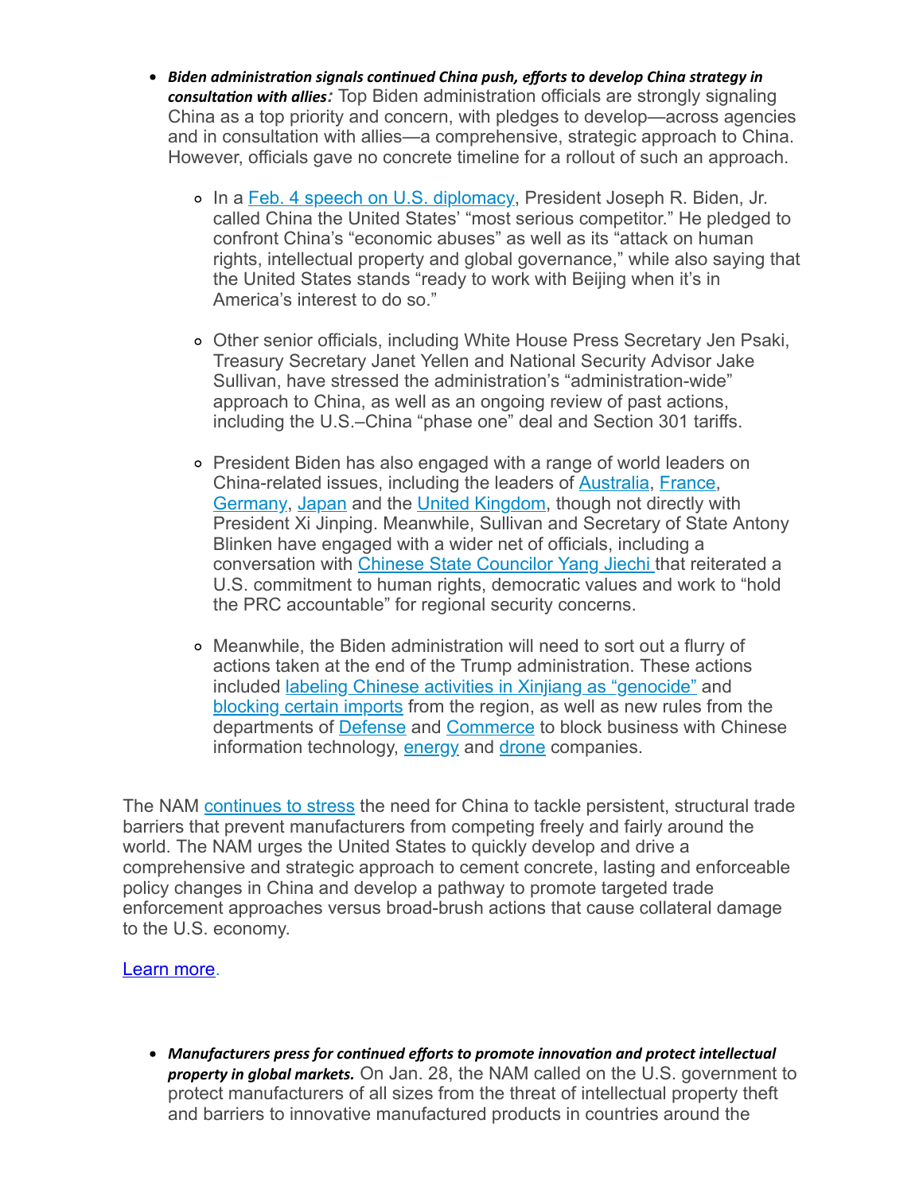- ***Biden administration signals continued China push, efforts to develop China strategy in consultation with allies:*** Top Biden administration officials are strongly signaling China as a top priority and concern, with pledges to develop—across agencies and in consultation with allies—a comprehensive, strategic approach to China. However, officials gave no concrete timeline for a rollout of such an approach.

  - In a Feb. 4 speech on U.S. diplomacy, President Joseph R. Biden, Jr. called China the United States' "most serious competitor." He pledged to confront China's "economic abuses" as well as its "attack on human rights, intellectual property and global governance," while also saying that the United States stands "ready to work with Beijing when it's in America's interest to do so."

  - Other senior officials, including White House Press Secretary Jen Psaki, Treasury Secretary Janet Yellen and National Security Advisor Jake Sullivan, have stressed the administration's "administration-wide" approach to China, as well as an ongoing review of past actions, including the U.S.–China "phase one" deal and Section 301 tariffs.

  - President Biden has also engaged with a range of world leaders on China-related issues, including the leaders of Australia, France, Germany, Japan and the United Kingdom, though not directly with President Xi Jinping. Meanwhile, Sullivan and Secretary of State Antony Blinken have engaged with a wider net of officials, including a conversation with Chinese State Councilor Yang Jiechi that reiterated a U.S. commitment to human rights, democratic values and work to "hold the PRC accountable" for regional security concerns.

  - Meanwhile, the Biden administration will need to sort out a flurry of actions taken at the end of the Trump administration. These actions included labeling Chinese activities in Xinjiang as "genocide" and blocking certain imports from the region, as well as new rules from the departments of Defense and Commerce to block business with Chinese information technology, energy and drone companies.

The NAM continues to stress the need for China to tackle persistent, structural trade barriers that prevent manufacturers from competing freely and fairly around the world. The NAM urges the United States to quickly develop and drive a comprehensive and strategic approach to cement concrete, lasting and enforceable policy changes in China and develop a pathway to promote targeted trade enforcement approaches versus broad-brush actions that cause collateral damage to the U.S. economy.

Learn more.

- ***Manufacturers press for continued efforts to promote innovation and protect intellectual property in global markets.*** On Jan. 28, the NAM called on the U.S. government to protect manufacturers of all sizes from the threat of intellectual property theft and barriers to innovative manufactured products in countries around the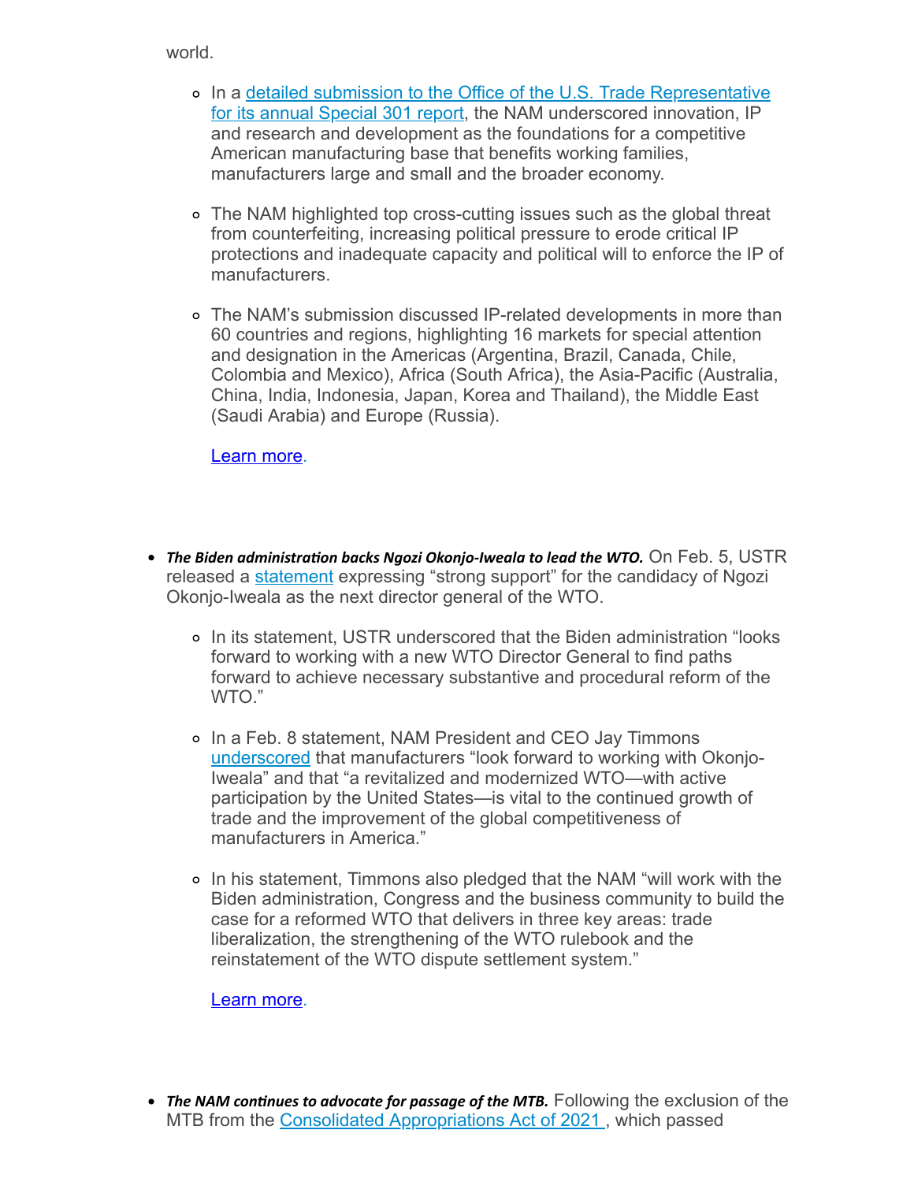world.

  - In a detailed submission to the Office of the U.S. Trade Representative for its annual Special 301 report, the NAM underscored innovation, IP and research and development as the foundations for a competitive American manufacturing base that benefits working families, manufacturers large and small and the broader economy.

  - The NAM highlighted top cross-cutting issues such as the global threat from counterfeiting, increasing political pressure to erode critical IP protections and inadequate capacity and political will to enforce the IP of manufacturers.

  - The NAM's submission discussed IP-related developments in more than 60 countries and regions, highlighting 16 markets for special attention and designation in the Americas (Argentina, Brazil, Canada, Chile, Colombia and Mexico), Africa (South Africa), the Asia-Pacific (Australia, China, India, Indonesia, Japan, Korea and Thailand), the Middle East (Saudi Arabia) and Europe (Russia).

    Learn more.

- ***The Biden administration backs Ngozi Okonjo-Iweala to lead the WTO.*** On Feb. 5, USTR released a statement expressing "strong support" for the candidacy of Ngozi Okonjo-Iweala as the next director general of the WTO.

  - In its statement, USTR underscored that the Biden administration "looks forward to working with a new WTO Director General to find paths forward to achieve necessary substantive and procedural reform of the WTO."

  - In a Feb. 8 statement, NAM President and CEO Jay Timmons underscored that manufacturers "look forward to working with Okonjo-Iweala" and that "a revitalized and modernized WTO—with active participation by the United States—is vital to the continued growth of trade and the improvement of the global competitiveness of manufacturers in America."

  - In his statement, Timmons also pledged that the NAM "will work with the Biden administration, Congress and the business community to build the case for a reformed WTO that delivers in three key areas: trade liberalization, the strengthening of the WTO rulebook and the reinstatement of the WTO dispute settlement system."

    Learn more.

- ***The NAM continues to advocate for passage of the MTB.*** Following the exclusion of the MTB from the Consolidated Appropriations Act of 2021 , which passed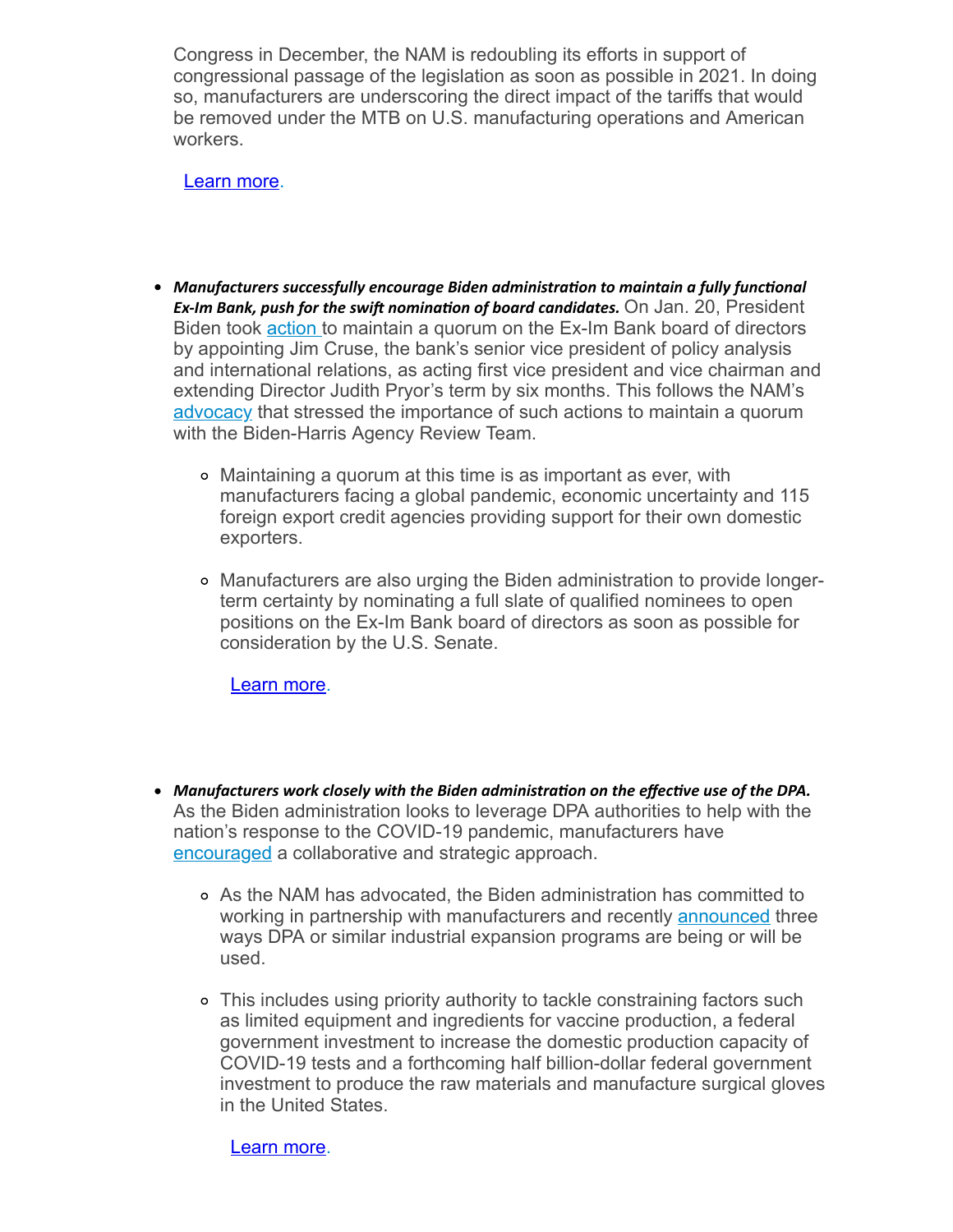Congress in December, the NAM is redoubling its efforts in support of congressional passage of the legislation as soon as possible in 2021. In doing so, manufacturers are underscoring the direct impact of the tariffs that would be removed under the MTB on U.S. manufacturing operations and American workers.

Learn more.

- ***Manufacturers successfully encourage Biden administration to maintain a fully functional Ex-Im Bank, push for the swift nomination of board candidates.*** On Jan. 20, President Biden took action to maintain a quorum on the Ex-Im Bank board of directors by appointing Jim Cruse, the bank's senior vice president of policy analysis and international relations, as acting first vice president and vice chairman and extending Director Judith Pryor's term by six months. This follows the NAM's advocacy that stressed the importance of such actions to maintain a quorum with the Biden-Harris Agency Review Team.
    - Maintaining a quorum at this time is as important as ever, with manufacturers facing a global pandemic, economic uncertainty and 115 foreign export credit agencies providing support for their own domestic exporters.
    - Manufacturers are also urging the Biden administration to provide longer-term certainty by nominating a full slate of qualified nominees to open positions on the Ex-Im Bank board of directors as soon as possible for consideration by the U.S. Senate.

    Learn more.

- ***Manufacturers work closely with the Biden administration on the effective use of the DPA.*** As the Biden administration looks to leverage DPA authorities to help with the nation's response to the COVID-19 pandemic, manufacturers have encouraged a collaborative and strategic approach.
    - As the NAM has advocated, the Biden administration has committed to working in partnership with manufacturers and recently announced three ways DPA or similar industrial expansion programs are being or will be used.
    - This includes using priority authority to tackle constraining factors such as limited equipment and ingredients for vaccine production, a federal government investment to increase the domestic production capacity of COVID-19 tests and a forthcoming half billion-dollar federal government investment to produce the raw materials and manufacture surgical gloves in the United States.

    Learn more.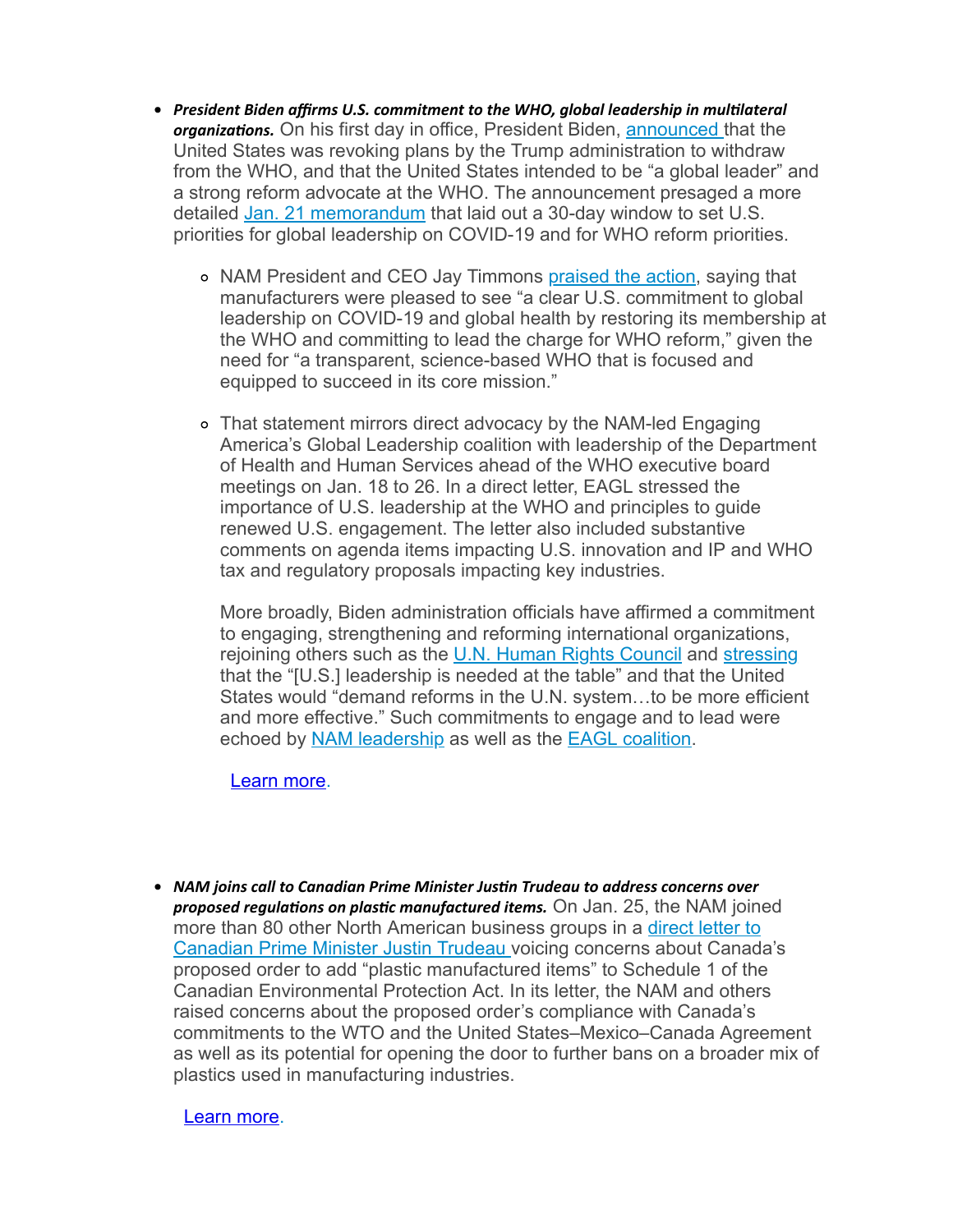- ***President Biden affirms U.S. commitment to the WHO, global leadership in multilateral organizations.*** On his first day in office, President Biden, [announced](#) that the United States was revoking plans by the Trump administration to withdraw from the WHO, and that the United States intended to be "a global leader" and a strong reform advocate at the WHO. The announcement presaged a more detailed [Jan. 21 memorandum](#) that laid out a 30-day window to set U.S. priorities for global leadership on COVID-19 and for WHO reform priorities.

  - NAM President and CEO Jay Timmons [praised the action](#), saying that manufacturers were pleased to see "a clear U.S. commitment to global leadership on COVID-19 and global health by restoring its membership at the WHO and committing to lead the charge for WHO reform," given the need for "a transparent, science-based WHO that is focused and equipped to succeed in its core mission."

  - That statement mirrors direct advocacy by the NAM-led Engaging America's Global Leadership coalition with leadership of the Department of Health and Human Services ahead of the WHO executive board meetings on Jan. 18 to 26. In a direct letter, EAGL stressed the importance of U.S. leadership at the WHO and principles to guide renewed U.S. engagement. The letter also included substantive comments on agenda items impacting U.S. innovation and IP and WHO tax and regulatory proposals impacting key industries.

    More broadly, Biden administration officials have affirmed a commitment to engaging, strengthening and reforming international organizations, rejoining others such as the [U.N. Human Rights Council](#) and [stressing](#) that the "[U.S.] leadership is needed at the table" and that the United States would "demand reforms in the U.N. system…to be more efficient and more effective." Such commitments to engage and to lead were echoed by [NAM leadership](#) as well as the [EAGL coalition](#).

    [Learn more](#).

- ***NAM joins call to Canadian Prime Minister Justin Trudeau to address concerns over proposed regulations on plastic manufactured items.*** On Jan. 25, the NAM joined more than 80 other North American business groups in a [direct letter to Canadian Prime Minister Justin Trudeau](#) voicing concerns about Canada's proposed order to add "plastic manufactured items" to Schedule 1 of the Canadian Environmental Protection Act. In its letter, the NAM and others raised concerns about the proposed order's compliance with Canada's commitments to the WTO and the United States–Mexico–Canada Agreement as well as its potential for opening the door to further bans on a broader mix of plastics used in manufacturing industries.

  [Learn more](#).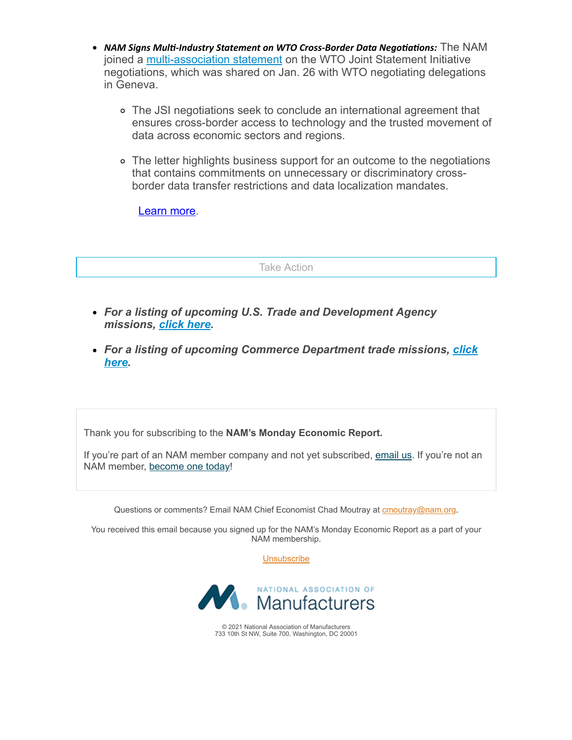- ***NAM Signs Multi-Industry Statement on WTO Cross-Border Data Negotiations:*** The NAM joined a multi-association statement on the WTO Joint Statement Initiative negotiations, which was shared on Jan. 26 with WTO negotiating delegations in Geneva.
    - The JSI negotiations seek to conclude an international agreement that ensures cross-border access to technology and the trusted movement of data across economic sectors and regions.
    - The letter highlights business support for an outcome to the negotiations that contains commitments on unnecessary or discriminatory cross-border data transfer restrictions and data localization mandates.

    Learn more.

Take Action

- ***For a listing of upcoming U.S. Trade and Development Agency missions, click here.***
- ***For a listing of upcoming Commerce Department trade missions, click here.***

Thank you for subscribing to the **NAM's Monday Economic Report.**

If you're part of an NAM member company and not yet subscribed, email us. If you're not an NAM member, become one today!

Questions or comments? Email NAM Chief Economist Chad Moutray at cmoutray@nam.org.

You received this email because you signed up for the NAM's Monday Economic Report as a part of your NAM membership.

Unsubscribe

NATIONAL ASSOCIATION OF Manufacturers

© 2021 National Association of Manufacturers
733 10th St NW, Suite 700, Washington, DC 20001